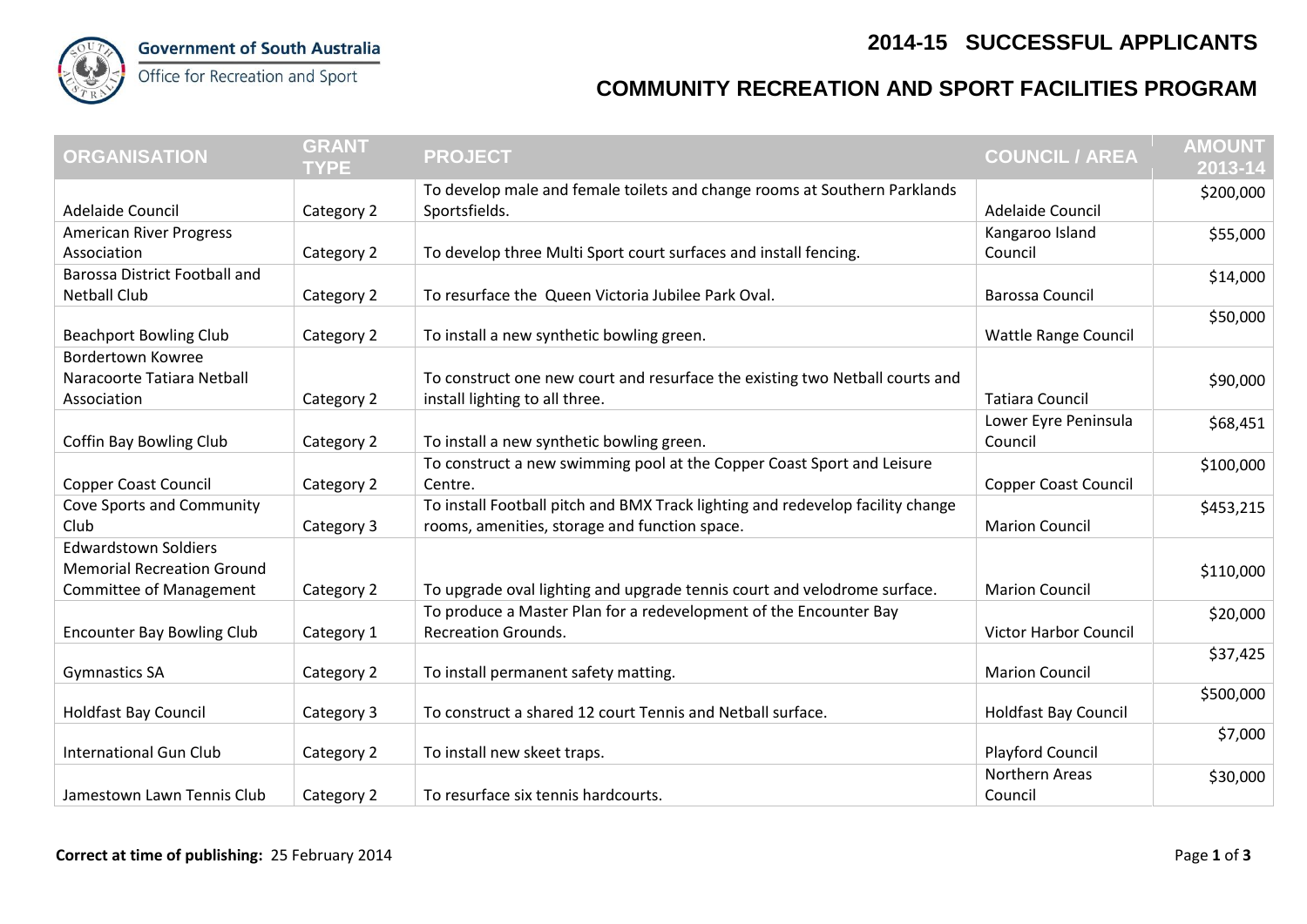Government of South Australia
Office for Recreation and Sport

# 2014-15 SUCCESSFUL APPLICANTS

## COMMUNITY RECREATION AND SPORT FACILITIES PROGRAM

| ORGANISATION | GRANT TYPE | PROJECT | COUNCIL / AREA | AMOUNT 2013-14 |
|---|---|---|---|---|
| Adelaide Council | Category 2 | To develop male and female toilets and change rooms at Southern Parklands Sportsfields. | Adelaide Council | $200,000 |
| American River Progress Association | Category 2 | To develop three Multi Sport court surfaces and install fencing. | Kangaroo Island Council | $55,000 |
| Barossa District Football and Netball Club | Category 2 | To resurface the Queen Victoria Jubilee Park Oval. | Barossa Council | $14,000 |
| Beachport Bowling Club | Category 2 | To install a new synthetic bowling green. | Wattle Range Council | $50,000 |
| Bordertown Kowree Naracoorte Tatiara Netball Association | Category 2 | To construct one new court and resurface the existing two Netball courts and install lighting to all three. | Tatiara Council | $90,000 |
| Coffin Bay Bowling Club | Category 2 | To install a new synthetic bowling green. | Lower Eyre Peninsula Council | $68,451 |
| Copper Coast Council | Category 2 | To construct a new swimming pool at the Copper Coast Sport and Leisure Centre. | Copper Coast Council | $100,000 |
| Cove Sports and Community Club | Category 3 | To install Football pitch and BMX Track lighting and redevelop facility change rooms, amenities, storage and function space. | Marion Council | $453,215 |
| Edwardstown Soldiers Memorial Recreation Ground Committee of Management | Category 2 | To upgrade oval lighting and upgrade tennis court and velodrome surface. | Marion Council | $110,000 |
| Encounter Bay Bowling Club | Category 1 | To produce a Master Plan for a redevelopment of the Encounter Bay Recreation Grounds. | Victor Harbor Council | $20,000 |
| Gymnastics SA | Category 2 | To install permanent safety matting. | Marion Council | $37,425 |
| Holdfast Bay Council | Category 3 | To construct a shared 12 court Tennis and Netball surface. | Holdfast Bay Council | $500,000 |
| International Gun Club | Category 2 | To install new skeet traps. | Playford Council | $7,000 |
| Jamestown Lawn Tennis Club | Category 2 | To resurface six tennis hardcourts. | Northern Areas Council | $30,000 |

**Correct at time of publishing:** 25 February 2014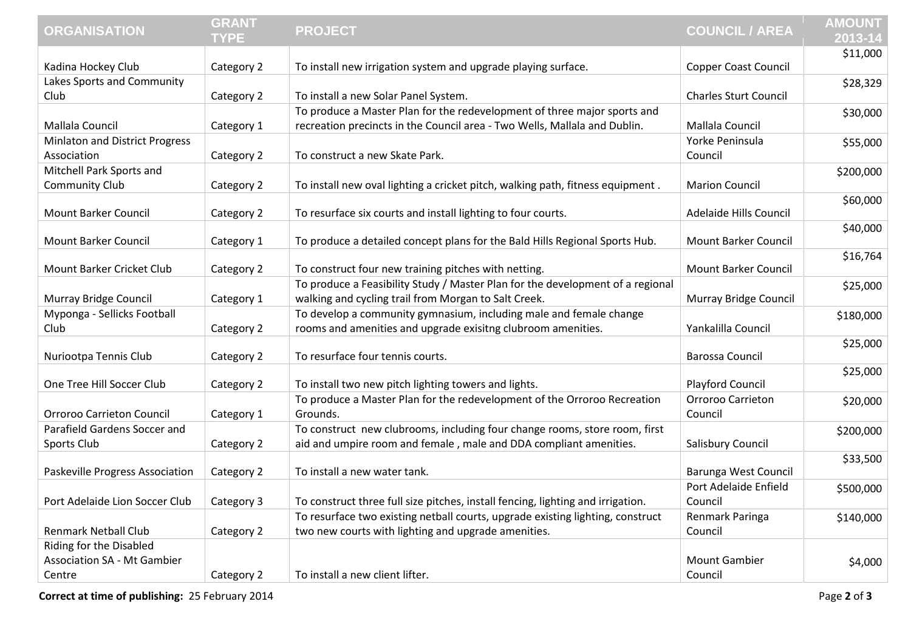| ORGANISATION | GRANT TYPE | PROJECT | COUNCIL / AREA | AMOUNT 2013-14 |
|---|---|---|---|---|
| Kadina Hockey Club | Category 2 | To install new irrigation system and upgrade playing surface. | Copper Coast Council | $11,000 |
| Lakes Sports and Community Club | Category 2 | To install a new Solar Panel System. | Charles Sturt Council | $28,329 |
| Mallala Council | Category 1 | To produce a Master Plan for the redevelopment of three major sports and recreation precincts in the Council area - Two Wells, Mallala and Dublin. | Mallala Council | $30,000 |
| Minlaton and District Progress Association | Category 2 | To construct a new Skate Park. | Yorke Peninsula Council | $55,000 |
| Mitchell Park Sports and Community Club | Category 2 | To install new oval lighting a cricket pitch, walking path, fitness equipment . | Marion Council | $200,000 |
| Mount Barker Council | Category 2 | To resurface six courts and install lighting to four courts. | Adelaide Hills Council | $60,000 |
| Mount Barker Council | Category 1 | To produce a detailed concept plans for the Bald Hills Regional Sports Hub. | Mount Barker Council | $40,000 |
| Mount Barker Cricket Club | Category 2 | To construct four new training pitches with netting. | Mount Barker Council | $16,764 |
| Murray Bridge Council | Category 1 | To produce a Feasibility Study / Master Plan for the development of a regional walking and cycling trail from Morgan to Salt Creek. | Murray Bridge Council | $25,000 |
| Myponga - Sellicks Football Club | Category 2 | To develop a community gymnasium, including male and female change rooms and amenities and upgrade exisitng clubroom amenities. | Yankalilla Council | $180,000 |
| Nuriootpa Tennis Club | Category 2 | To resurface four tennis courts. | Barossa Council | $25,000 |
| One Tree Hill Soccer Club | Category 2 | To install two new pitch lighting towers and lights. | Playford Council | $25,000 |
| Orroroo Carrieton Council | Category 1 | To produce a Master Plan for the redevelopment of the Orroroo Recreation Grounds. | Orroroo Carrieton Council | $20,000 |
| Parafield Gardens Soccer and Sports Club | Category 2 | To construct new clubrooms, including four change rooms, store room, first aid and umpire room and female , male and DDA compliant amenities. | Salisbury Council | $200,000 |
| Paskeville Progress Association | Category 2 | To install a new water tank. | Barunga West Council | $33,500 |
| Port Adelaide Lion Soccer Club | Category 3 | To construct three full size pitches, install fencing, lighting and irrigation. | Port Adelaide Enfield Council | $500,000 |
| Renmark Netball Club | Category 2 | To resurface two existing netball courts, upgrade existing lighting, construct two new courts with lighting and upgrade amenities. | Renmark Paringa Council | $140,000 |
| Riding for the Disabled Association SA - Mt Gambier Centre | Category 2 | To install a new client lifter. | Mount Gambier Council | $4,000 |

**Correct at time of publishing:** 25 February 2014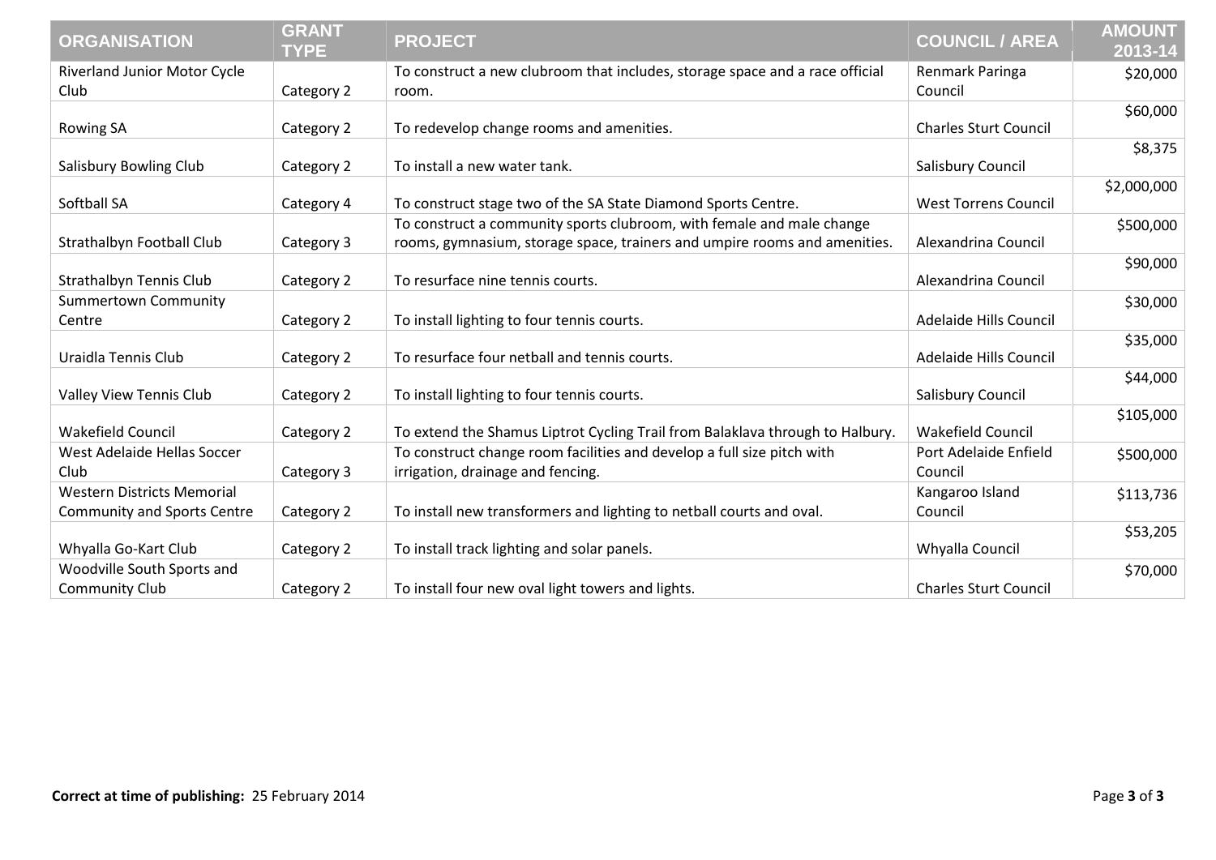| ORGANISATION | GRANT TYPE | PROJECT | COUNCIL / AREA | AMOUNT 2013-14 |
|---|---|---|---|---|
| Riverland Junior Motor Cycle Club | Category 2 | To construct a new clubroom that includes, storage space and a race official room. | Renmark Paringa Council | $20,000 |
| Rowing SA | Category 2 | To redevelop change rooms and amenities. | Charles Sturt Council | $60,000 |
| Salisbury Bowling Club | Category 2 | To install a new water tank. | Salisbury Council | $8,375 |
| Softball SA | Category 4 | To construct stage two of the SA State Diamond Sports Centre. | West Torrens Council | $2,000,000 |
| Strathalbyn Football Club | Category 3 | To construct a community sports clubroom, with female and male change rooms, gymnasium, storage space, trainers and umpire rooms and amenities. | Alexandrina Council | $500,000 |
| Strathalbyn Tennis Club | Category 2 | To resurface nine tennis courts. | Alexandrina Council | $90,000 |
| Summertown Community Centre | Category 2 | To install lighting to four tennis courts. | Adelaide Hills Council | $30,000 |
| Uraidla Tennis Club | Category 2 | To resurface four netball and tennis courts. | Adelaide Hills Council | $35,000 |
| Valley View Tennis Club | Category 2 | To install lighting to four tennis courts. | Salisbury Council | $44,000 |
| Wakefield Council | Category 2 | To extend the Shamus Liptrot Cycling Trail from Balaklava through to Halbury. | Wakefield Council | $105,000 |
| West Adelaide Hellas Soccer Club | Category 3 | To construct change room facilities and develop a full size pitch with irrigation, drainage and fencing. | Port Adelaide Enfield Council | $500,000 |
| Western Districts Memorial Community and Sports Centre | Category 2 | To install new transformers and lighting to netball courts and oval. | Kangaroo Island Council | $113,736 |
| Whyalla Go-Kart Club | Category 2 | To install track lighting and solar panels. | Whyalla Council | $53,205 |
| Woodville South Sports and Community Club | Category 2 | To install four new oval light towers and lights. | Charles Sturt Council | $70,000 |

**Correct at time of publishing:** 25 February 2014